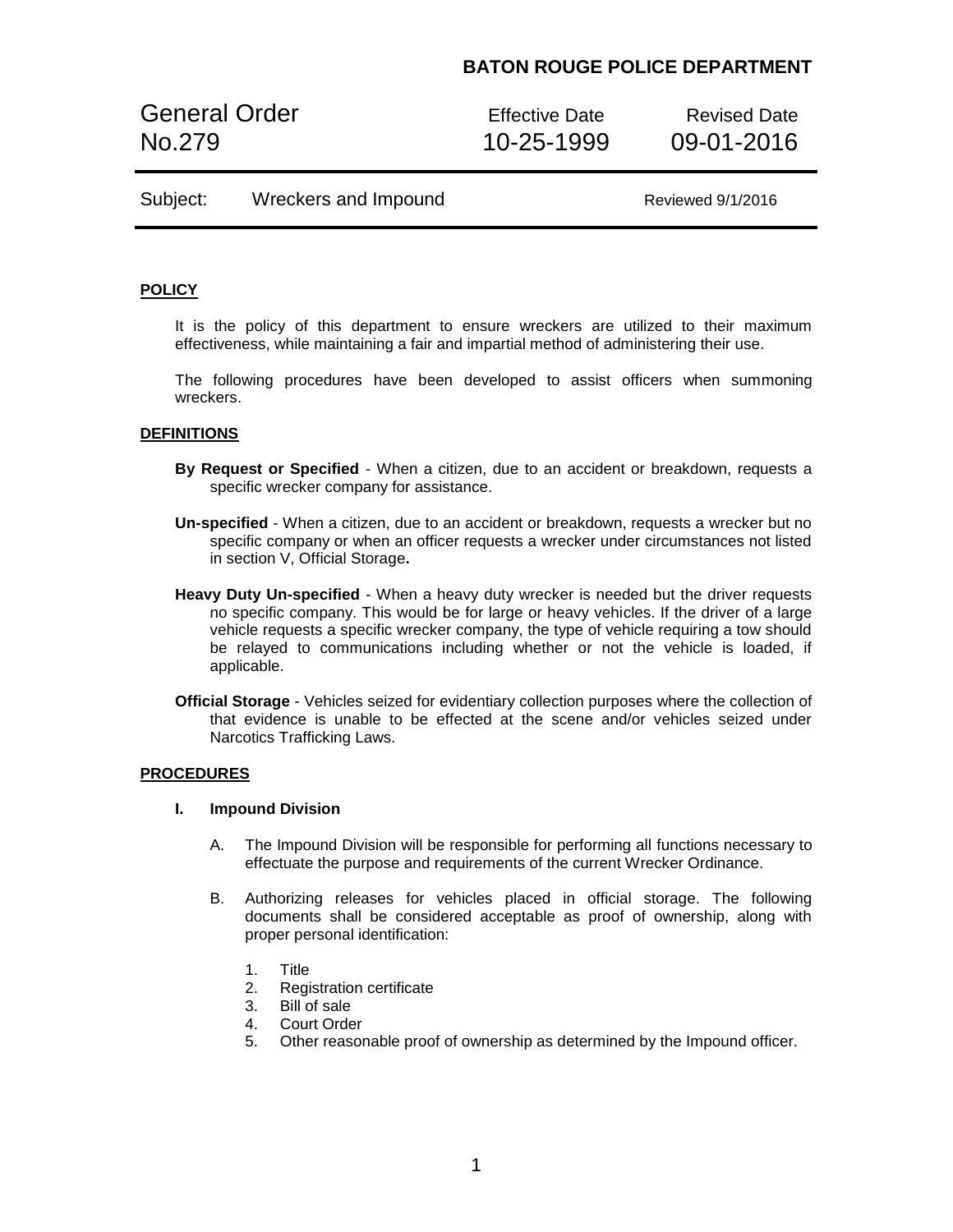**BATON ROUGE POLICE DEPARTMENT**

| General Order No.279 | Effective Date 10-25-1999 | Revised Date 09-01-2016 |
| --- | --- | --- |
| Subject: Wreckers and Impound | | Reviewed 9/1/2016 |

## POLICY

It is the policy of this department to ensure wreckers are utilized to their maximum effectiveness, while maintaining a fair and impartial method of administering their use.

The following procedures have been developed to assist officers when summoning wreckers.

## DEFINITIONS

**By Request or Specified** - When a citizen, due to an accident or breakdown, requests a specific wrecker company for assistance.

**Un-specified** - When a citizen, due to an accident or breakdown, requests a wrecker but no specific company or when an officer requests a wrecker under circumstances not listed in section V, Official Storage**.**

**Heavy Duty Un-specified** - When a heavy duty wrecker is needed but the driver requests no specific company. This would be for large or heavy vehicles. If the driver of a large vehicle requests a specific wrecker company, the type of vehicle requiring a tow should be relayed to communications including whether or not the vehicle is loaded, if applicable.

**Official Storage** - Vehicles seized for evidentiary collection purposes where the collection of that evidence is unable to be effected at the scene and/or vehicles seized under Narcotics Trafficking Laws.

## PROCEDURES

### I. Impound Division

A. The Impound Division will be responsible for performing all functions necessary to effectuate the purpose and requirements of the current Wrecker Ordinance.

B. Authorizing releases for vehicles placed in official storage. The following documents shall be considered acceptable as proof of ownership, along with proper personal identification:

1. Title
2. Registration certificate
3. Bill of sale
4. Court Order
5. Other reasonable proof of ownership as determined by the Impound officer.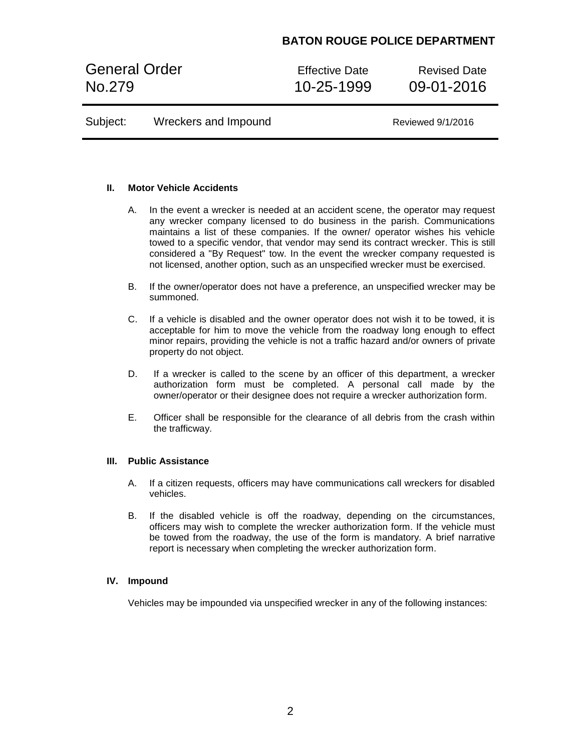## II. Motor Vehicle Accidents

A. In the event a wrecker is needed at an accident scene, the operator may request any wrecker company licensed to do business in the parish. Communications maintains a list of these companies. If the owner/ operator wishes his vehicle towed to a specific vendor, that vendor may send its contract wrecker. This is still considered a "By Request" tow. In the event the wrecker company requested is not licensed, another option, such as an unspecified wrecker must be exercised.

B. If the owner/operator does not have a preference, an unspecified wrecker may be summoned.

C. If a vehicle is disabled and the owner operator does not wish it to be towed, it is acceptable for him to move the vehicle from the roadway long enough to effect minor repairs, providing the vehicle is not a traffic hazard and/or owners of private property do not object.

D. If a wrecker is called to the scene by an officer of this department, a wrecker authorization form must be completed. A personal call made by the owner/operator or their designee does not require a wrecker authorization form.

E. Officer shall be responsible for the clearance of all debris from the crash within the trafficway.

## III. Public Assistance

A. If a citizen requests, officers may have communications call wreckers for disabled vehicles.

B. If the disabled vehicle is off the roadway, depending on the circumstances, officers may wish to complete the wrecker authorization form. If the vehicle must be towed from the roadway, the use of the form is mandatory. A brief narrative report is necessary when completing the wrecker authorization form.

## IV. Impound

Vehicles may be impounded via unspecified wrecker in any of the following instances: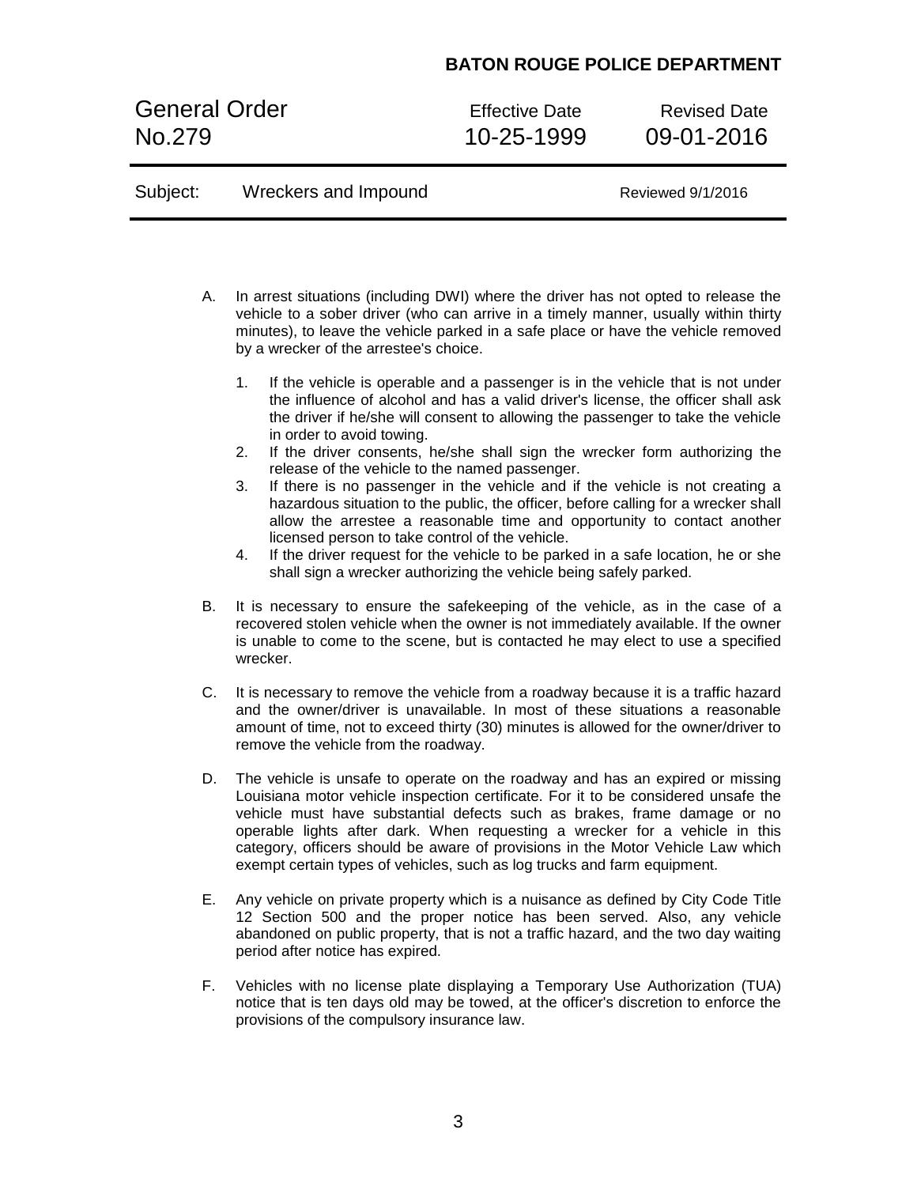A. In arrest situations (including DWI) where the driver has not opted to release the vehicle to a sober driver (who can arrive in a timely manner, usually within thirty minutes), to leave the vehicle parked in a safe place or have the vehicle removed by a wrecker of the arrestee's choice.

   1. If the vehicle is operable and a passenger is in the vehicle that is not under the influence of alcohol and has a valid driver's license, the officer shall ask the driver if he/she will consent to allowing the passenger to take the vehicle in order to avoid towing.
   2. If the driver consents, he/she shall sign the wrecker form authorizing the release of the vehicle to the named passenger.
   3. If there is no passenger in the vehicle and if the vehicle is not creating a hazardous situation to the public, the officer, before calling for a wrecker shall allow the arrestee a reasonable time and opportunity to contact another licensed person to take control of the vehicle.
   4. If the driver request for the vehicle to be parked in a safe location, he or she shall sign a wrecker authorizing the vehicle being safely parked.

B. It is necessary to ensure the safekeeping of the vehicle, as in the case of a recovered stolen vehicle when the owner is not immediately available. If the owner is unable to come to the scene, but is contacted he may elect to use a specified wrecker.

C. It is necessary to remove the vehicle from a roadway because it is a traffic hazard and the owner/driver is unavailable. In most of these situations a reasonable amount of time, not to exceed thirty (30) minutes is allowed for the owner/driver to remove the vehicle from the roadway.

D. The vehicle is unsafe to operate on the roadway and has an expired or missing Louisiana motor vehicle inspection certificate. For it to be considered unsafe the vehicle must have substantial defects such as brakes, frame damage or no operable lights after dark. When requesting a wrecker for a vehicle in this category, officers should be aware of provisions in the Motor Vehicle Law which exempt certain types of vehicles, such as log trucks and farm equipment.

E. Any vehicle on private property which is a nuisance as defined by City Code Title 12 Section 500 and the proper notice has been served. Also, any vehicle abandoned on public property, that is not a traffic hazard, and the two day waiting period after notice has expired.

F. Vehicles with no license plate displaying a Temporary Use Authorization (TUA) notice that is ten days old may be towed, at the officer's discretion to enforce the provisions of the compulsory insurance law.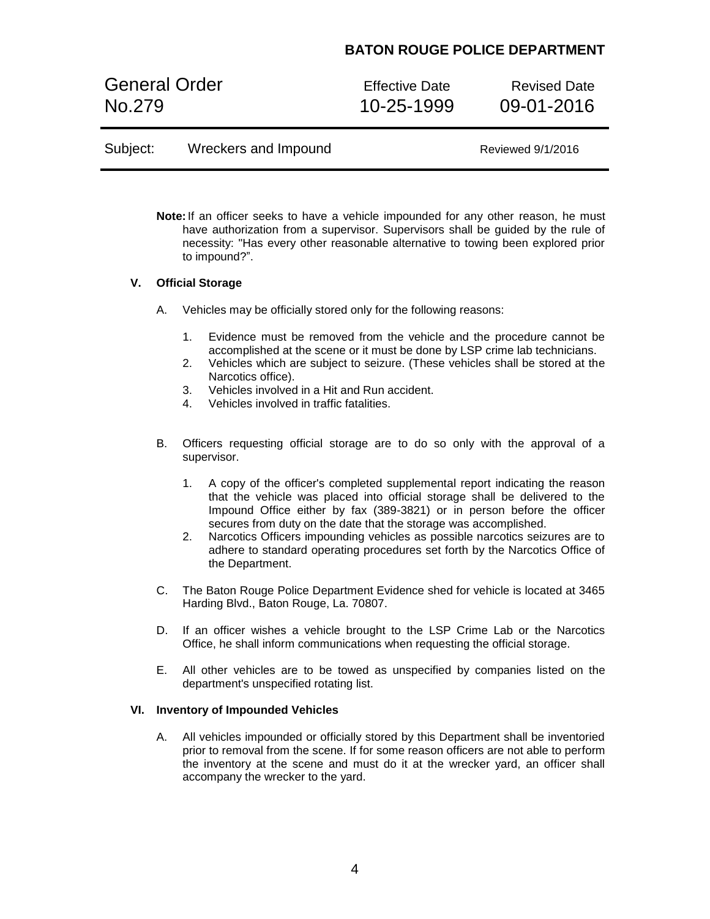**Note:** If an officer seeks to have a vehicle impounded for any other reason, he must have authorization from a supervisor. Supervisors shall be guided by the rule of necessity: "Has every other reasonable alternative to towing been explored prior to impound?".

## V. Official Storage

A. Vehicles may be officially stored only for the following reasons:

1. Evidence must be removed from the vehicle and the procedure cannot be accomplished at the scene or it must be done by LSP crime lab technicians.
2. Vehicles which are subject to seizure. (These vehicles shall be stored at the Narcotics office).
3. Vehicles involved in a Hit and Run accident.
4. Vehicles involved in traffic fatalities.

B. Officers requesting official storage are to do so only with the approval of a supervisor.

1. A copy of the officer's completed supplemental report indicating the reason that the vehicle was placed into official storage shall be delivered to the Impound Office either by fax (389-3821) or in person before the officer secures from duty on the date that the storage was accomplished.
2. Narcotics Officers impounding vehicles as possible narcotics seizures are to adhere to standard operating procedures set forth by the Narcotics Office of the Department.

C. The Baton Rouge Police Department Evidence shed for vehicle is located at 3465 Harding Blvd., Baton Rouge, La. 70807.

D. If an officer wishes a vehicle brought to the LSP Crime Lab or the Narcotics Office, he shall inform communications when requesting the official storage.

E. All other vehicles are to be towed as unspecified by companies listed on the department's unspecified rotating list.

## VI. Inventory of Impounded Vehicles

A. All vehicles impounded or officially stored by this Department shall be inventoried prior to removal from the scene. If for some reason officers are not able to perform the inventory at the scene and must do it at the wrecker yard, an officer shall accompany the wrecker to the yard.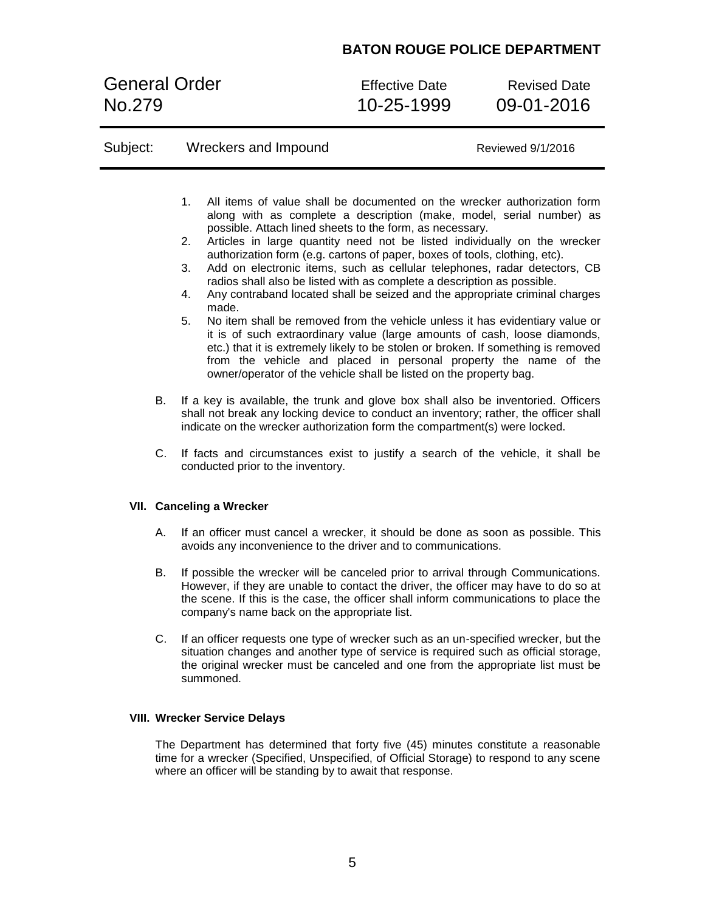1. All items of value shall be documented on the wrecker authorization form along with as complete a description (make, model, serial number) as possible. Attach lined sheets to the form, as necessary.
2. Articles in large quantity need not be listed individually on the wrecker authorization form (e.g. cartons of paper, boxes of tools, clothing, etc).
3. Add on electronic items, such as cellular telephones, radar detectors, CB radios shall also be listed with as complete a description as possible.
4. Any contraband located shall be seized and the appropriate criminal charges made.
5. No item shall be removed from the vehicle unless it has evidentiary value or it is of such extraordinary value (large amounts of cash, loose diamonds, etc.) that it is extremely likely to be stolen or broken. If something is removed from the vehicle and placed in personal property the name of the owner/operator of the vehicle shall be listed on the property bag.

B. If a key is available, the trunk and glove box shall also be inventoried. Officers shall not break any locking device to conduct an inventory; rather, the officer shall indicate on the wrecker authorization form the compartment(s) were locked.

C. If facts and circumstances exist to justify a search of the vehicle, it shall be conducted prior to the inventory.

### VII. Canceling a Wrecker

A. If an officer must cancel a wrecker, it should be done as soon as possible. This avoids any inconvenience to the driver and to communications.

B. If possible the wrecker will be canceled prior to arrival through Communications. However, if they are unable to contact the driver, the officer may have to do so at the scene. If this is the case, the officer shall inform communications to place the company's name back on the appropriate list.

C. If an officer requests one type of wrecker such as an un-specified wrecker, but the situation changes and another type of service is required such as official storage, the original wrecker must be canceled and one from the appropriate list must be summoned.

### VIII. Wrecker Service Delays

The Department has determined that forty five (45) minutes constitute a reasonable time for a wrecker (Specified, Unspecified, of Official Storage) to respond to any scene where an officer will be standing by to await that response.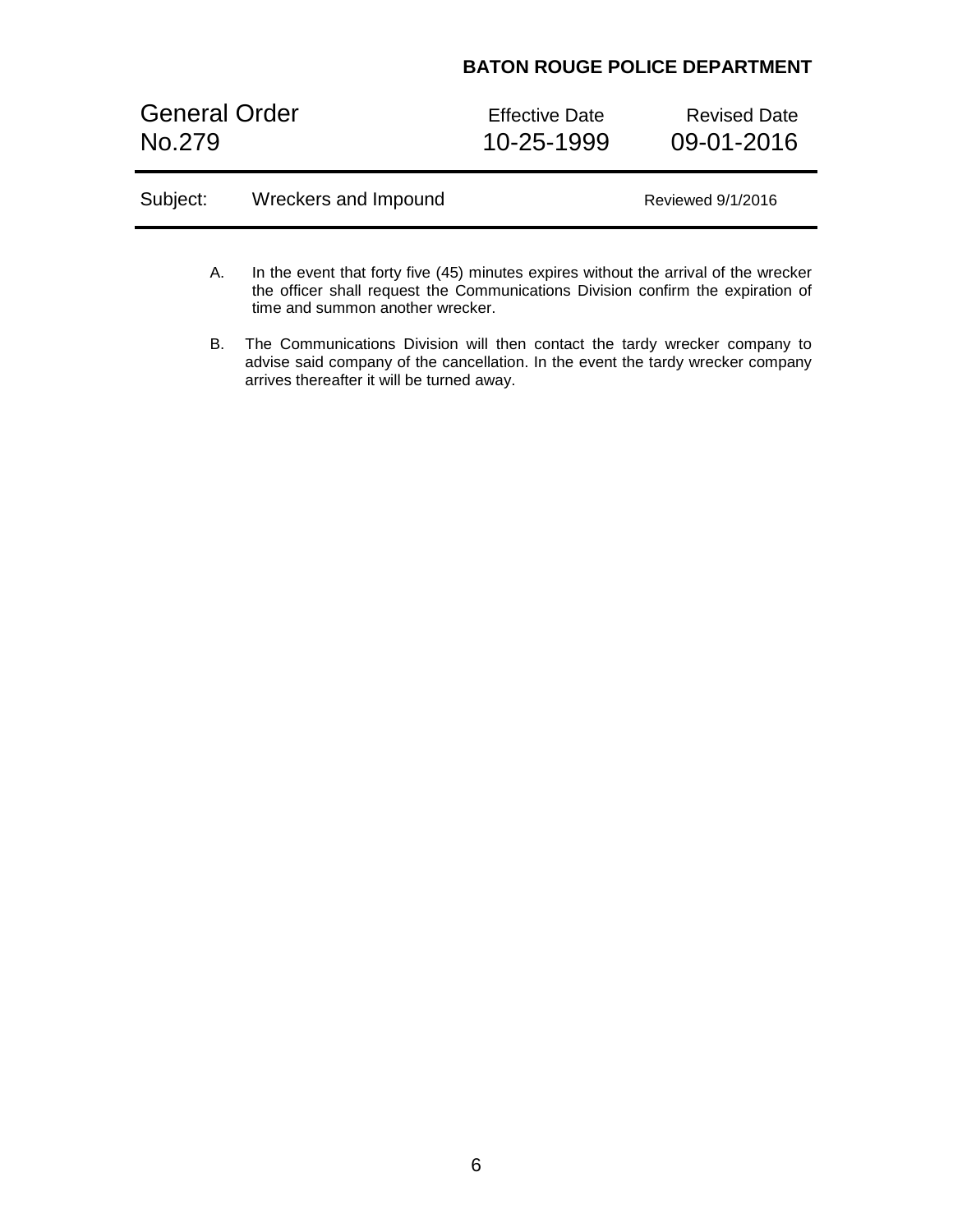A. In the event that forty five (45) minutes expires without the arrival of the wrecker the officer shall request the Communications Division confirm the expiration of time and summon another wrecker.

B. The Communications Division will then contact the tardy wrecker company to advise said company of the cancellation. In the event the tardy wrecker company arrives thereafter it will be turned away.